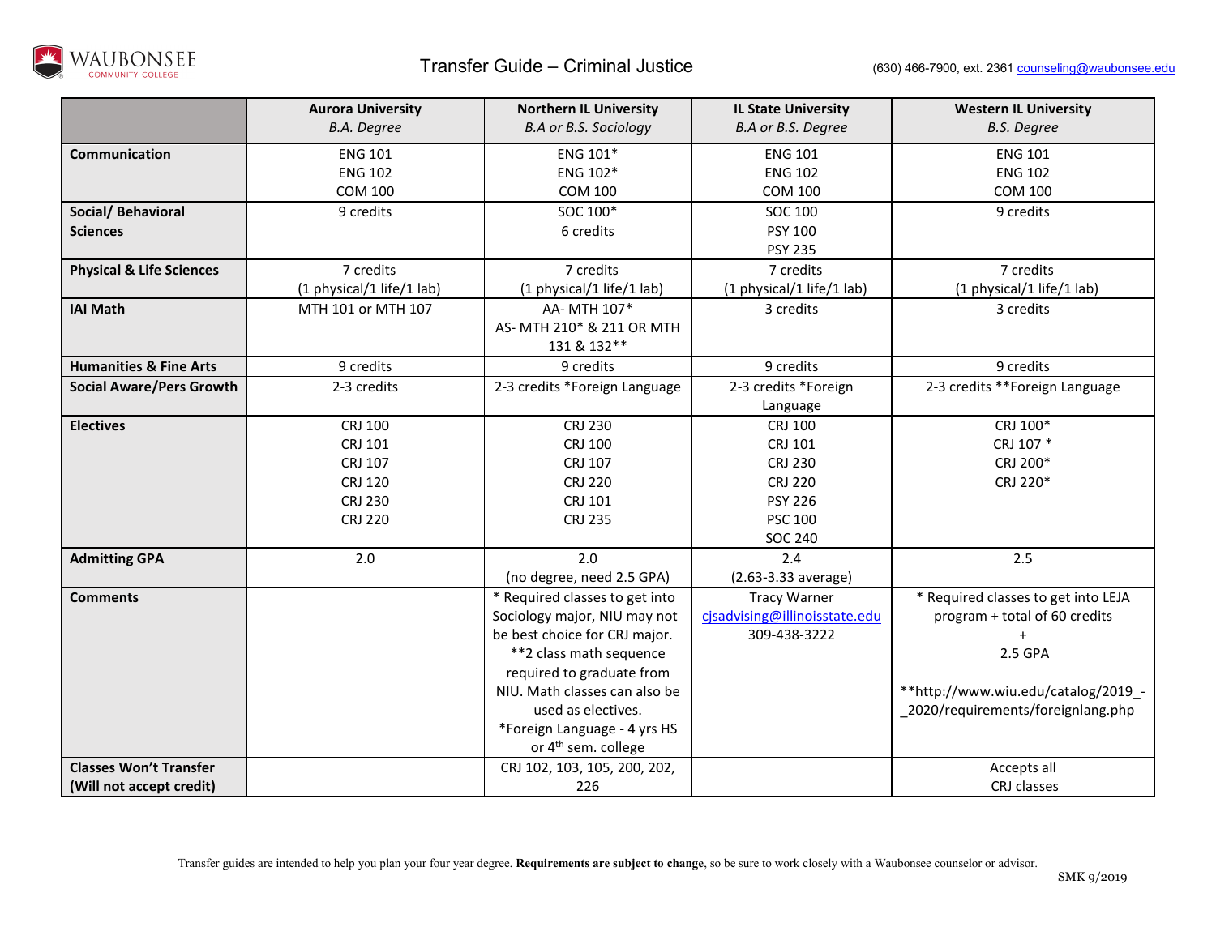# Transfer Guide – Criminal Justice

WAUBONSEE COMMUNITY COLLEGE

(630) 466-7900, ext. 2361 counseling@waubonsee.edu

| | Aurora University *B.A. Degree* | Northern IL University *B.A or B.S. Sociology* | IL State University *B.A or B.S. Degree* | Western IL University *B.S. Degree* |
|---|---|---|---|---|
| **Communication** | ENG 101<br>ENG 102<br>COM 100 | ENG 101*<br>ENG 102*<br>COM 100 | ENG 101<br>ENG 102<br>COM 100 | ENG 101<br>ENG 102<br>COM 100 |
| **Social/ Behavioral Sciences** | 9 credits | SOC 100*<br>6 credits | SOC 100<br>PSY 100<br>PSY 235 | 9 credits |
| **Physical & Life Sciences** | 7 credits<br>(1 physical/1 life/1 lab) | 7 credits<br>(1 physical/1 life/1 lab) | 7 credits<br>(1 physical/1 life/1 lab) | 7 credits<br>(1 physical/1 life/1 lab) |
| **IAI Math** | MTH 101 or MTH 107 | AA- MTH 107*<br>AS- MTH 210* & 211 OR MTH 131 & 132** | 3 credits | 3 credits |
| **Humanities & Fine Arts** | 9 credits | 9 credits | 9 credits | 9 credits |
| **Social Aware/Pers Growth** | 2-3 credits | 2-3 credits *Foreign Language | 2-3 credits *Foreign Language | 2-3 credits **Foreign Language |
| **Electives** | CRJ 100<br>CRJ 101<br>CRJ 107<br>CRJ 120<br>CRJ 230<br>CRJ 220 | CRJ 230<br>CRJ 100<br>CRJ 107<br>CRJ 220<br>CRJ 101<br>CRJ 235 | CRJ 100<br>CRJ 101<br>CRJ 230<br>CRJ 220<br>PSY 226<br>PSC 100<br>SOC 240 | CRJ 100*<br>CRJ 107 *<br>CRJ 200*<br>CRJ 220* |
| **Admitting GPA** | 2.0 | 2.0<br>(no degree, need 2.5 GPA) | 2.4<br>(2.63-3.33 average) | 2.5 |
| **Comments** | | * Required classes to get into Sociology major, NIU may not be best choice for CRJ major.<br>**2 class math sequence required to graduate from NIU. Math classes can also be used as electives.<br>*Foreign Language - 4 yrs HS or 4th sem. college | Tracy Warner<br>cjsadvising@illinoisstate.edu<br>309-438-3222 | * Required classes to get into LEJA program + total of 60 credits<br>+<br>2.5 GPA<br><br>**http://www.wiu.edu/catalog/2019_-_2020/requirements/foreignlang.php |
| **Classes Won't Transfer (Will not accept credit)** | | CRJ 102, 103, 105, 200, 202, 226 | | Accepts all CRJ classes |

Transfer guides are intended to help you plan your four year degree. **Requirements are subject to change**, so be sure to work closely with a Waubonsee counselor or advisor.

SMK 9/2019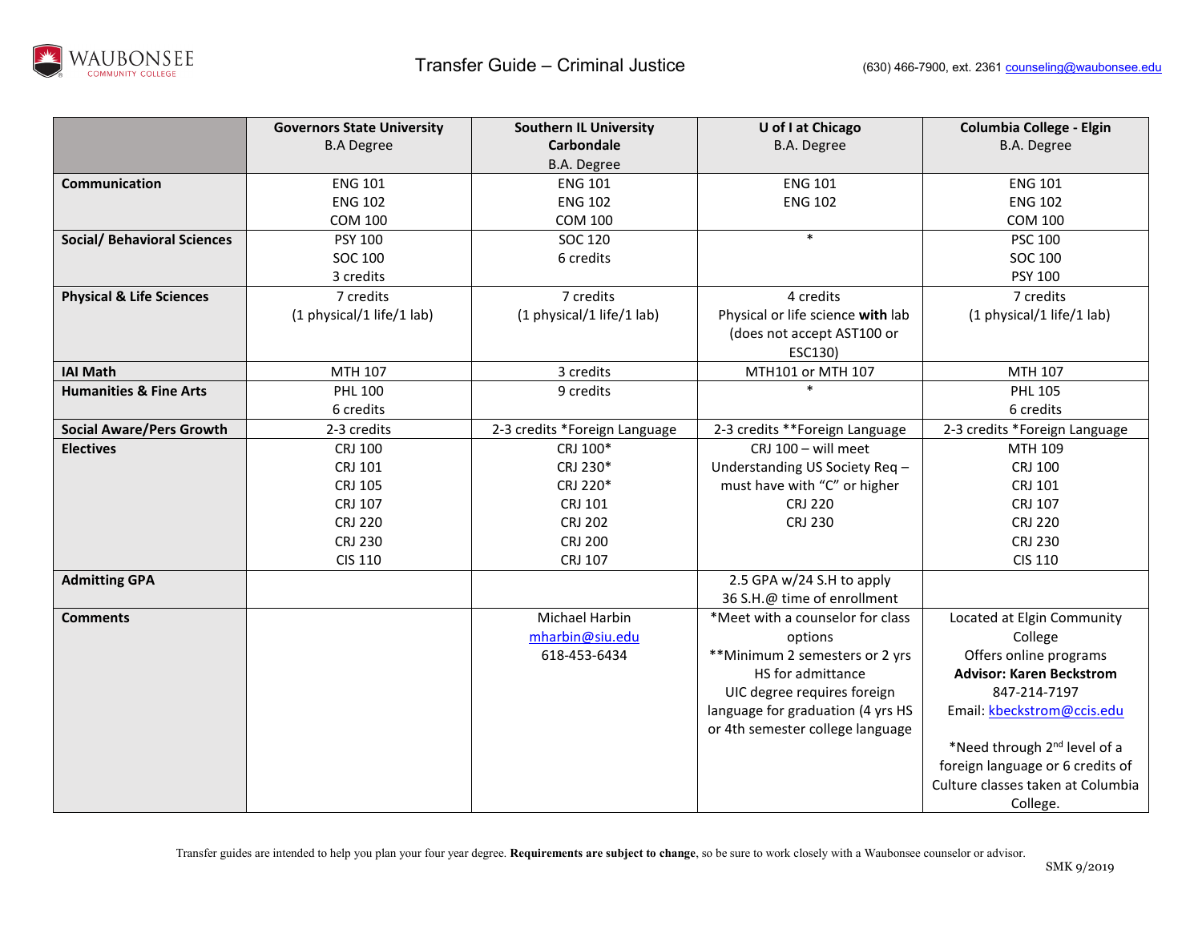# Transfer Guide – Criminal Justice

(630) 466-7900, ext. 2361 counseling@waubonsee.edu

| | **Governors State University** B.A Degree | **Southern IL University Carbondale** B.A. Degree | **U of I at Chicago** B.A. Degree | **Columbia College - Elgin** B.A. Degree |
|---|---|---|---|---|
| **Communication** | ENG 101<br>ENG 102<br>COM 100 | ENG 101<br>ENG 102<br>COM 100 | ENG 101<br>ENG 102 | ENG 101<br>ENG 102<br>COM 100 |
| **Social/ Behavioral Sciences** | PSY 100<br>SOC 100<br>3 credits | SOC 120<br>6 credits | * | PSC 100<br>SOC 100<br>PSY 100 |
| **Physical & Life Sciences** | 7 credits<br>(1 physical/1 life/1 lab) | 7 credits<br>(1 physical/1 life/1 lab) | 4 credits<br>Physical or life science **with** lab (does not accept AST100 or ESC130) | 7 credits<br>(1 physical/1 life/1 lab) |
| **IAI Math** | MTH 107 | 3 credits | MTH101 or MTH 107 | MTH 107 |
| **Humanities & Fine Arts** | PHL 100<br>6 credits | 9 credits | * | PHL 105<br>6 credits |
| **Social Aware/Pers Growth** | 2-3 credits | 2-3 credits *Foreign Language | 2-3 credits **Foreign Language | 2-3 credits *Foreign Language |
| **Electives** | CRJ 100<br>CRJ 101<br>CRJ 105<br>CRJ 107<br>CRJ 220<br>CRJ 230<br>CIS 110 | CRJ 100*<br>CRJ 230*<br>CRJ 220*<br>CRJ 101<br>CRJ 202<br>CRJ 200<br>CRJ 107 | CRJ 100 – will meet Understanding US Society Req – must have with "C" or higher<br>CRJ 220<br>CRJ 230 | MTH 109<br>CRJ 100<br>CRJ 101<br>CRJ 107<br>CRJ 220<br>CRJ 230<br>CIS 110 |
| **Admitting GPA** | | | 2.5 GPA w/24 S.H to apply<br>36 S.H.@ time of enrollment | |
| **Comments** | | Michael Harbin<br>mharbin@siu.edu<br>618-453-6434 | *Meet with a counselor for class options<br>**Minimum 2 semesters or 2 yrs HS for admittance<br>UIC degree requires foreign language for graduation (4 yrs HS or 4th semester college language | Located at Elgin Community College<br>Offers online programs<br>**Advisor: Karen Beckstrom**<br>847-214-7197<br>Email: kbeckstrom@ccis.edu<br><br>*Need through 2nd level of a foreign language or 6 credits of Culture classes taken at Columbia College. |

Transfer guides are intended to help you plan your four year degree. **Requirements are subject to change**, so be sure to work closely with a Waubonsee counselor or advisor.

SMK 9/2019